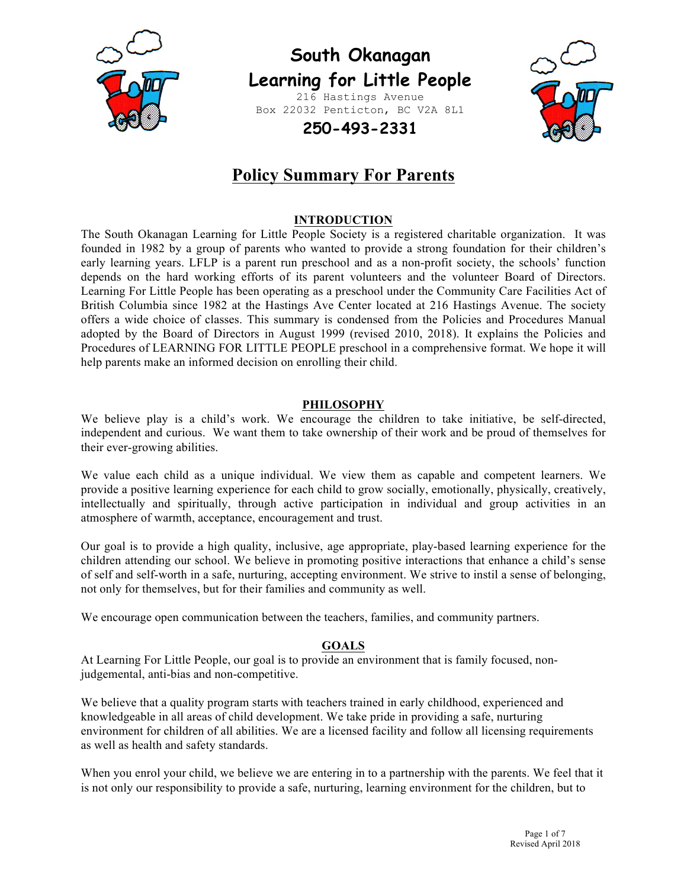# South Okanagan Learning for Little People

216 Hastings Avenue
Box 22032 Penticton, BC V2A 8L1

**250-493-2331**

## Policy Summary For Parents

### INTRODUCTION

The South Okanagan Learning for Little People Society is a registered charitable organization. It was founded in 1982 by a group of parents who wanted to provide a strong foundation for their children's early learning years. LFLP is a parent run preschool and as a non-profit society, the schools' function depends on the hard working efforts of its parent volunteers and the volunteer Board of Directors. Learning For Little People has been operating as a preschool under the Community Care Facilities Act of British Columbia since 1982 at the Hastings Ave Center located at 216 Hastings Avenue. The society offers a wide choice of classes. This summary is condensed from the Policies and Procedures Manual adopted by the Board of Directors in August 1999 (revised 2010, 2018). It explains the Policies and Procedures of LEARNING FOR LITTLE PEOPLE preschool in a comprehensive format. We hope it will help parents make an informed decision on enrolling their child.

### PHILOSOPHY

We believe play is a child's work. We encourage the children to take initiative, be self-directed, independent and curious. We want them to take ownership of their work and be proud of themselves for their ever-growing abilities.

We value each child as a unique individual. We view them as capable and competent learners. We provide a positive learning experience for each child to grow socially, emotionally, physically, creatively, intellectually and spiritually, through active participation in individual and group activities in an atmosphere of warmth, acceptance, encouragement and trust.

Our goal is to provide a high quality, inclusive, age appropriate, play-based learning experience for the children attending our school. We believe in promoting positive interactions that enhance a child's sense of self and self-worth in a safe, nurturing, accepting environment. We strive to instil a sense of belonging, not only for themselves, but for their families and community as well.

We encourage open communication between the teachers, families, and community partners.

### GOALS

At Learning For Little People, our goal is to provide an environment that is family focused, non-judgemental, anti-bias and non-competitive.

We believe that a quality program starts with teachers trained in early childhood, experienced and knowledgeable in all areas of child development. We take pride in providing a safe, nurturing environment for children of all abilities. We are a licensed facility and follow all licensing requirements as well as health and safety standards.

When you enrol your child, we believe we are entering in to a partnership with the parents. We feel that it is not only our responsibility to provide a safe, nurturing, learning environment for the children, but to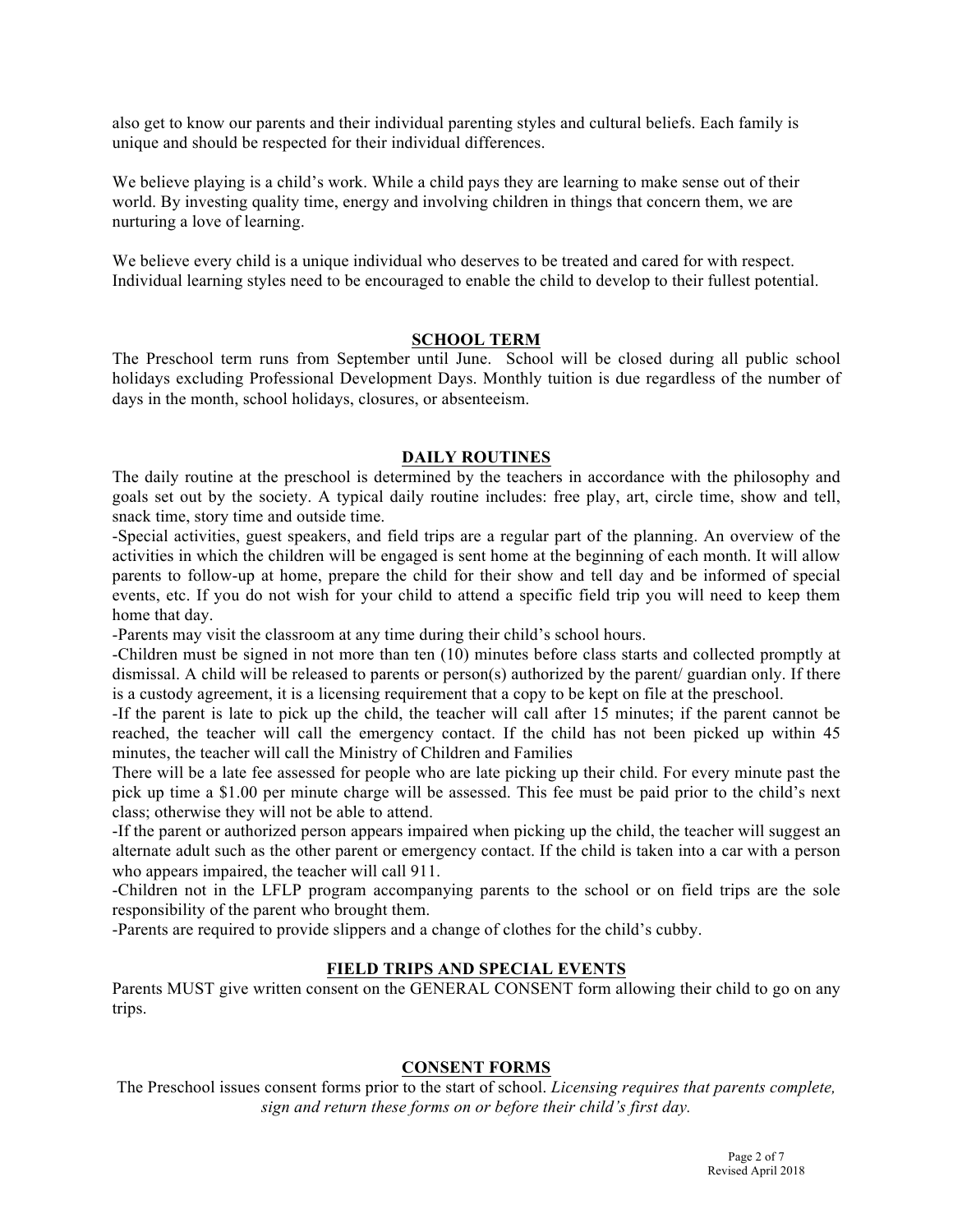also get to know our parents and their individual parenting styles and cultural beliefs. Each family is unique and should be respected for their individual differences.

We believe playing is a child's work. While a child pays they are learning to make sense out of their world. By investing quality time, energy and involving children in things that concern them, we are nurturing a love of learning.

We believe every child is a unique individual who deserves to be treated and cared for with respect. Individual learning styles need to be encouraged to enable the child to develop to their fullest potential.

## SCHOOL TERM

The Preschool term runs from September until June. School will be closed during all public school holidays excluding Professional Development Days. Monthly tuition is due regardless of the number of days in the month, school holidays, closures, or absenteeism.

## DAILY ROUTINES

The daily routine at the preschool is determined by the teachers in accordance with the philosophy and goals set out by the society. A typical daily routine includes: free play, art, circle time, show and tell, snack time, story time and outside time.

-Special activities, guest speakers, and field trips are a regular part of the planning. An overview of the activities in which the children will be engaged is sent home at the beginning of each month. It will allow parents to follow-up at home, prepare the child for their show and tell day and be informed of special events, etc. If you do not wish for your child to attend a specific field trip you will need to keep them home that day.

-Parents may visit the classroom at any time during their child's school hours.

-Children must be signed in not more than ten (10) minutes before class starts and collected promptly at dismissal. A child will be released to parents or person(s) authorized by the parent/ guardian only. If there is a custody agreement, it is a licensing requirement that a copy to be kept on file at the preschool.

-If the parent is late to pick up the child, the teacher will call after 15 minutes; if the parent cannot be reached, the teacher will call the emergency contact. If the child has not been picked up within 45 minutes, the teacher will call the Ministry of Children and Families

There will be a late fee assessed for people who are late picking up their child. For every minute past the pick up time a $1.00 per minute charge will be assessed. This fee must be paid prior to the child's next class; otherwise they will not be able to attend.

-If the parent or authorized person appears impaired when picking up the child, the teacher will suggest an alternate adult such as the other parent or emergency contact. If the child is taken into a car with a person who appears impaired, the teacher will call 911.

-Children not in the LFLP program accompanying parents to the school or on field trips are the sole responsibility of the parent who brought them.

-Parents are required to provide slippers and a change of clothes for the child's cubby.

## FIELD TRIPS AND SPECIAL EVENTS

Parents MUST give written consent on the GENERAL CONSENT form allowing their child to go on any trips.

## CONSENT FORMS

The Preschool issues consent forms prior to the start of school. *Licensing requires that parents complete, sign and return these forms on or before their child's first day.*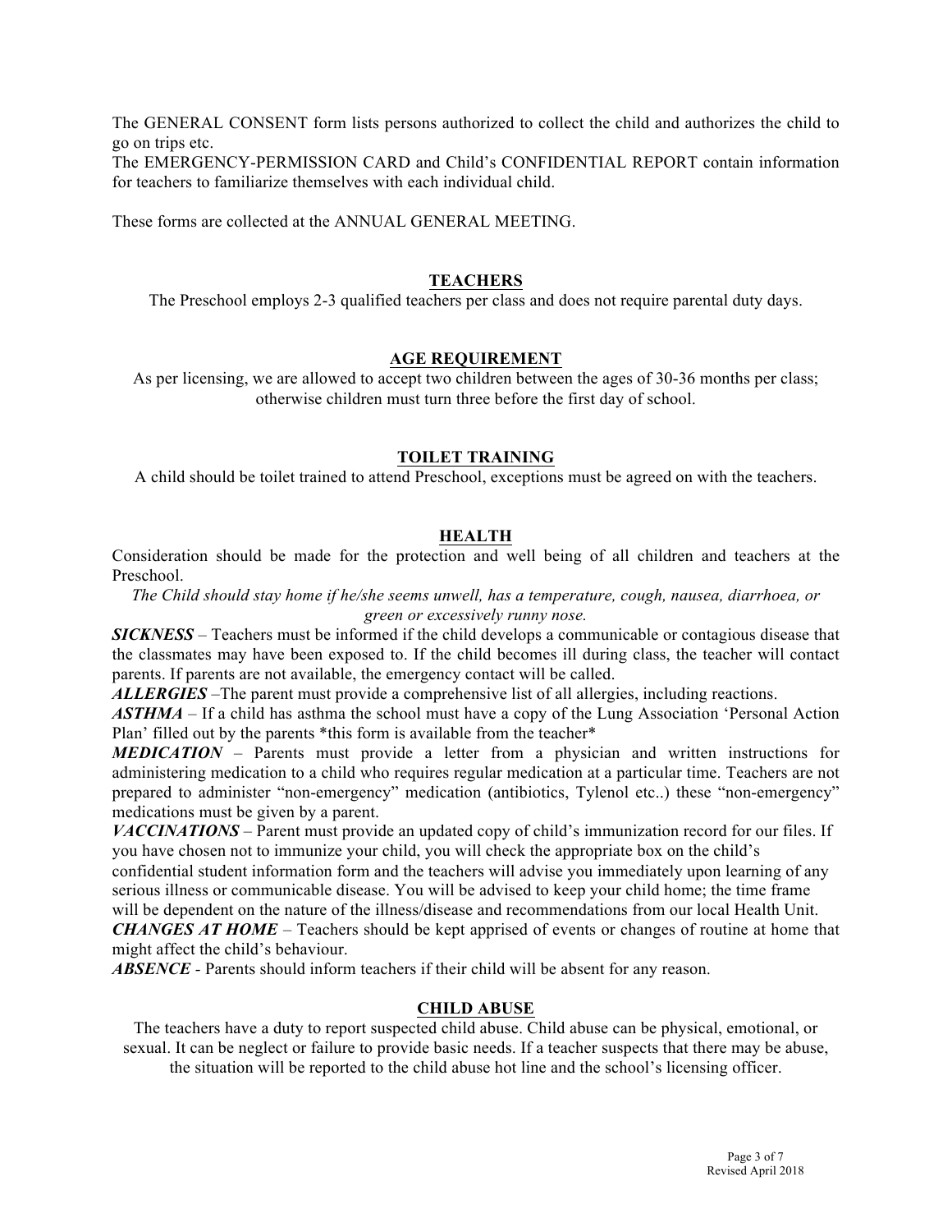The GENERAL CONSENT form lists persons authorized to collect the child and authorizes the child to go on trips etc.

The EMERGENCY-PERMISSION CARD and Child's CONFIDENTIAL REPORT contain information for teachers to familiarize themselves with each individual child.

These forms are collected at the ANNUAL GENERAL MEETING.

## TEACHERS

The Preschool employs 2-3 qualified teachers per class and does not require parental duty days.

## AGE REQUIREMENT

As per licensing, we are allowed to accept two children between the ages of 30-36 months per class; otherwise children must turn three before the first day of school.

## TOILET TRAINING

A child should be toilet trained to attend Preschool, exceptions must be agreed on with the teachers.

## HEALTH

Consideration should be made for the protection and well being of all children and teachers at the Preschool.

*The Child should stay home if he/she seems unwell, has a temperature, cough, nausea, diarrhoea, or green or excessively runny nose.*

***SICKNESS*** – Teachers must be informed if the child develops a communicable or contagious disease that the classmates may have been exposed to. If the child becomes ill during class, the teacher will contact parents. If parents are not available, the emergency contact will be called.

***ALLERGIES*** –The parent must provide a comprehensive list of all allergies, including reactions.

***ASTHMA*** – If a child has asthma the school must have a copy of the Lung Association 'Personal Action Plan' filled out by the parents *this form is available from the teacher*

***MEDICATION*** – Parents must provide a letter from a physician and written instructions for administering medication to a child who requires regular medication at a particular time. Teachers are not prepared to administer "non-emergency" medication (antibiotics, Tylenol etc..) these "non-emergency" medications must be given by a parent.

***VACCINATIONS*** – Parent must provide an updated copy of child's immunization record for our files. If you have chosen not to immunize your child, you will check the appropriate box on the child's confidential student information form and the teachers will advise you immediately upon learning of any serious illness or communicable disease. You will be advised to keep your child home; the time frame will be dependent on the nature of the illness/disease and recommendations from our local Health Unit.

***CHANGES AT HOME*** – Teachers should be kept apprised of events or changes of routine at home that might affect the child's behaviour.

***ABSENCE*** - Parents should inform teachers if their child will be absent for any reason.

## CHILD ABUSE

The teachers have a duty to report suspected child abuse. Child abuse can be physical, emotional, or sexual. It can be neglect or failure to provide basic needs. If a teacher suspects that there may be abuse, the situation will be reported to the child abuse hot line and the school's licensing officer.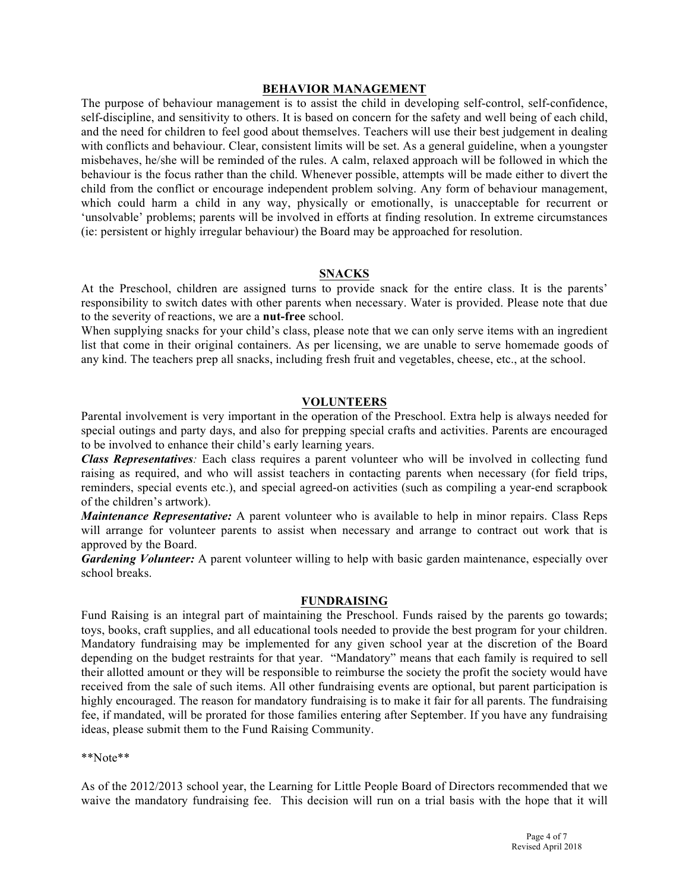## BEHAVIOR MANAGEMENT

The purpose of behaviour management is to assist the child in developing self-control, self-confidence, self-discipline, and sensitivity to others. It is based on concern for the safety and well being of each child, and the need for children to feel good about themselves. Teachers will use their best judgement in dealing with conflicts and behaviour. Clear, consistent limits will be set. As a general guideline, when a youngster misbehaves, he/she will be reminded of the rules. A calm, relaxed approach will be followed in which the behaviour is the focus rather than the child. Whenever possible, attempts will be made either to divert the child from the conflict or encourage independent problem solving. Any form of behaviour management, which could harm a child in any way, physically or emotionally, is unacceptable for recurrent or 'unsolvable' problems; parents will be involved in efforts at finding resolution. In extreme circumstances (ie: persistent or highly irregular behaviour) the Board may be approached for resolution.

## SNACKS

At the Preschool, children are assigned turns to provide snack for the entire class. It is the parents' responsibility to switch dates with other parents when necessary. Water is provided. Please note that due to the severity of reactions, we are a **nut-free** school.

When supplying snacks for your child's class, please note that we can only serve items with an ingredient list that come in their original containers. As per licensing, we are unable to serve homemade goods of any kind. The teachers prep all snacks, including fresh fruit and vegetables, cheese, etc., at the school.

## VOLUNTEERS

Parental involvement is very important in the operation of the Preschool. Extra help is always needed for special outings and party days, and also for prepping special crafts and activities. Parents are encouraged to be involved to enhance their child's early learning years.

***Class Representatives****:* Each class requires a parent volunteer who will be involved in collecting fund raising as required, and who will assist teachers in contacting parents when necessary (for field trips, reminders, special events etc.), and special agreed-on activities (such as compiling a year-end scrapbook of the children's artwork).

***Maintenance Representative:*** A parent volunteer who is available to help in minor repairs. Class Reps will arrange for volunteer parents to assist when necessary and arrange to contract out work that is approved by the Board.

***Gardening Volunteer:*** A parent volunteer willing to help with basic garden maintenance, especially over school breaks.

## FUNDRAISING

Fund Raising is an integral part of maintaining the Preschool. Funds raised by the parents go towards; toys, books, craft supplies, and all educational tools needed to provide the best program for your children. Mandatory fundraising may be implemented for any given school year at the discretion of the Board depending on the budget restraints for that year. "Mandatory" means that each family is required to sell their allotted amount or they will be responsible to reimburse the society the profit the society would have received from the sale of such items. All other fundraising events are optional, but parent participation is highly encouraged. The reason for mandatory fundraising is to make it fair for all parents. The fundraising fee, if mandated, will be prorated for those families entering after September. If you have any fundraising ideas, please submit them to the Fund Raising Community.

**Note**

As of the 2012/2013 school year, the Learning for Little People Board of Directors recommended that we waive the mandatory fundraising fee. This decision will run on a trial basis with the hope that it will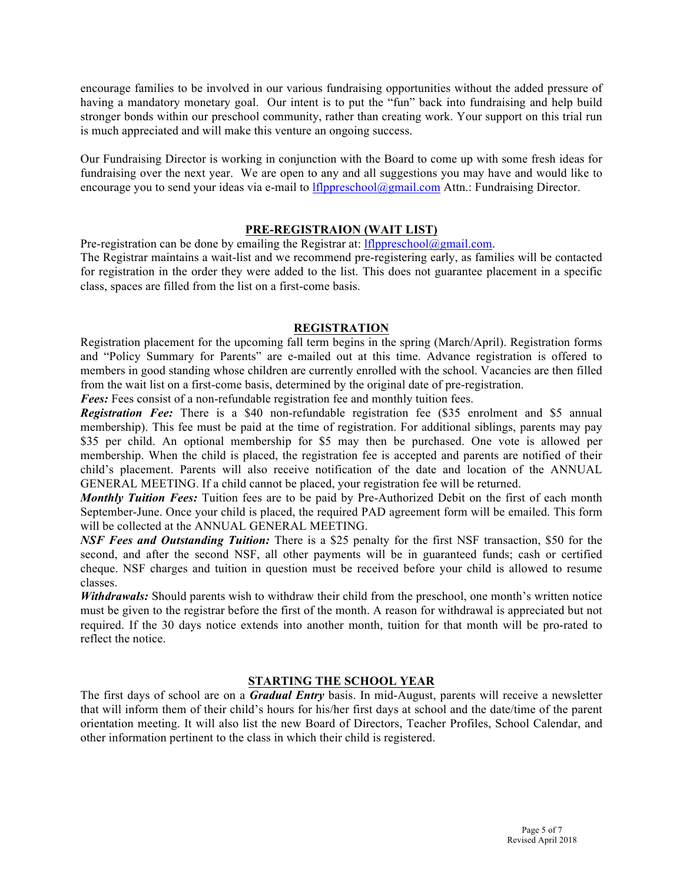encourage families to be involved in our various fundraising opportunities without the added pressure of having a mandatory monetary goal. Our intent is to put the "fun" back into fundraising and help build stronger bonds within our preschool community, rather than creating work. Your support on this trial run is much appreciated and will make this venture an ongoing success.

Our Fundraising Director is working in conjunction with the Board to come up with some fresh ideas for fundraising over the next year. We are open to any and all suggestions you may have and would like to encourage you to send your ideas via e-mail to lflppreschool@gmail.com Attn.: Fundraising Director.

## PRE-REGISTRAION (WAIT LIST)

Pre-registration can be done by emailing the Registrar at: lflppreschool@gmail.com.
The Registrar maintains a wait-list and we recommend pre-registering early, as families will be contacted for registration in the order they were added to the list. This does not guarantee placement in a specific class, spaces are filled from the list on a first-come basis.

## REGISTRATION

Registration placement for the upcoming fall term begins in the spring (March/April). Registration forms and "Policy Summary for Parents" are e-mailed out at this time. Advance registration is offered to members in good standing whose children are currently enrolled with the school. Vacancies are then filled from the wait list on a first-come basis, determined by the original date of pre-registration.

***Fees:*** Fees consist of a non-refundable registration fee and monthly tuition fees.

***Registration Fee:*** There is a $40 non-refundable registration fee ($35 enrolment and $5 annual membership). This fee must be paid at the time of registration. For additional siblings, parents may pay $35 per child. An optional membership for $5 may then be purchased. One vote is allowed per membership. When the child is placed, the registration fee is accepted and parents are notified of their child's placement. Parents will also receive notification of the date and location of the ANNUAL GENERAL MEETING. If a child cannot be placed, your registration fee will be returned.

***Monthly Tuition Fees:*** Tuition fees are to be paid by Pre-Authorized Debit on the first of each month September-June. Once your child is placed, the required PAD agreement form will be emailed. This form will be collected at the ANNUAL GENERAL MEETING.

***NSF Fees and Outstanding Tuition:*** There is a $25 penalty for the first NSF transaction, $50 for the second, and after the second NSF, all other payments will be in guaranteed funds; cash or certified cheque. NSF charges and tuition in question must be received before your child is allowed to resume classes.

***Withdrawals:*** Should parents wish to withdraw their child from the preschool, one month's written notice must be given to the registrar before the first of the month. A reason for withdrawal is appreciated but not required. If the 30 days notice extends into another month, tuition for that month will be pro-rated to reflect the notice.

## STARTING THE SCHOOL YEAR

The first days of school are on a ***Gradual Entry*** basis. In mid-August, parents will receive a newsletter that will inform them of their child's hours for his/her first days at school and the date/time of the parent orientation meeting. It will also list the new Board of Directors, Teacher Profiles, School Calendar, and other information pertinent to the class in which their child is registered.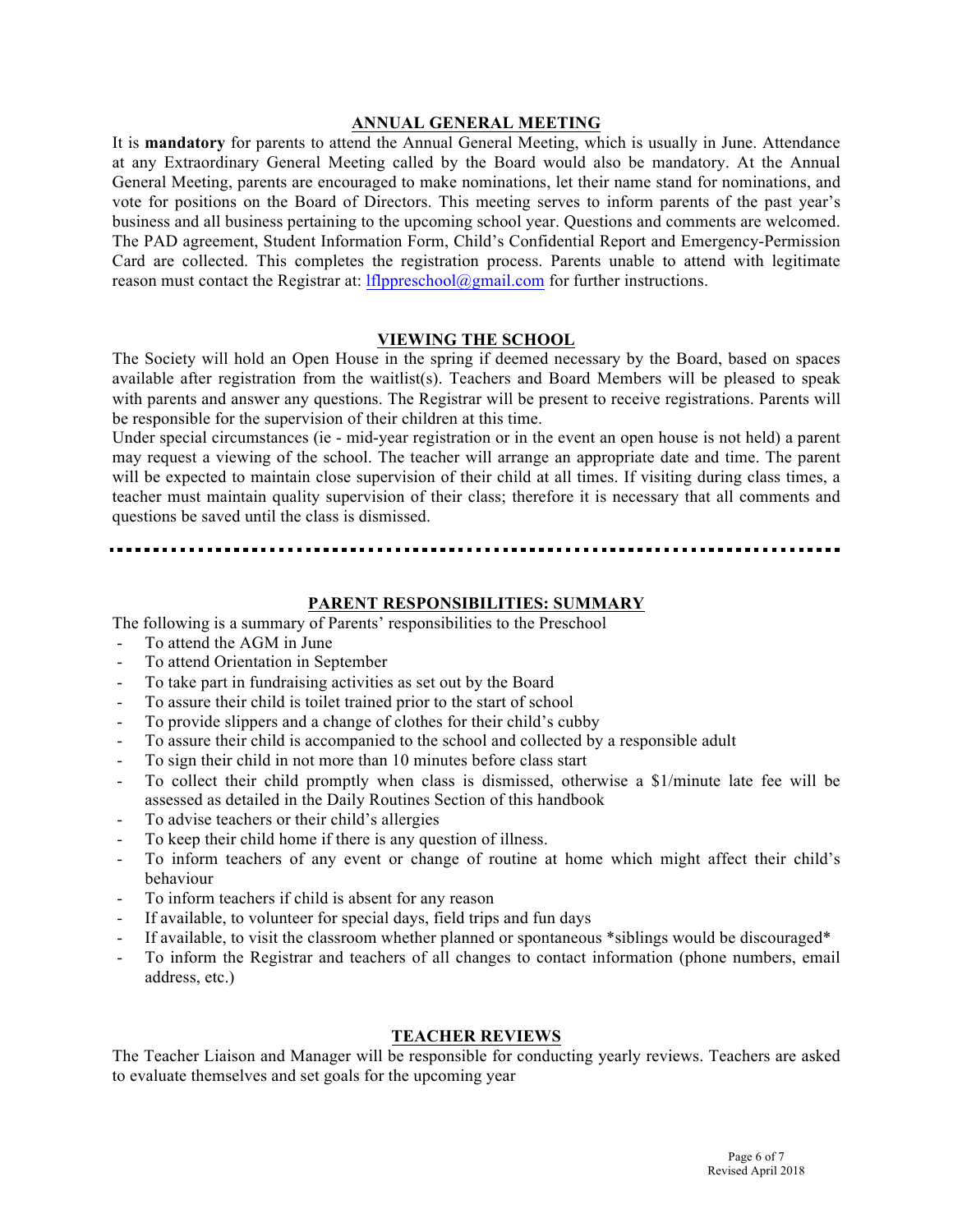## ANNUAL GENERAL MEETING

It is **mandatory** for parents to attend the Annual General Meeting, which is usually in June. Attendance at any Extraordinary General Meeting called by the Board would also be mandatory. At the Annual General Meeting, parents are encouraged to make nominations, let their name stand for nominations, and vote for positions on the Board of Directors. This meeting serves to inform parents of the past year's business and all business pertaining to the upcoming school year. Questions and comments are welcomed. The PAD agreement, Student Information Form, Child's Confidential Report and Emergency-Permission Card are collected. This completes the registration process. Parents unable to attend with legitimate reason must contact the Registrar at: lflppreschool@gmail.com for further instructions.

## VIEWING THE SCHOOL

The Society will hold an Open House in the spring if deemed necessary by the Board, based on spaces available after registration from the waitlist(s). Teachers and Board Members will be pleased to speak with parents and answer any questions. The Registrar will be present to receive registrations. Parents will be responsible for the supervision of their children at this time.

Under special circumstances (ie - mid-year registration or in the event an open house is not held) a parent may request a viewing of the school. The teacher will arrange an appropriate date and time. The parent will be expected to maintain close supervision of their child at all times. If visiting during class times, a teacher must maintain quality supervision of their class; therefore it is necessary that all comments and questions be saved until the class is dismissed.

---

## PARENT RESPONSIBILITIES: SUMMARY

The following is a summary of Parents' responsibilities to the Preschool

- To attend the AGM in June
- To attend Orientation in September
- To take part in fundraising activities as set out by the Board
- To assure their child is toilet trained prior to the start of school
- To provide slippers and a change of clothes for their child's cubby
- To assure their child is accompanied to the school and collected by a responsible adult
- To sign their child in not more than 10 minutes before class start
- To collect their child promptly when class is dismissed, otherwise a $1/minute late fee will be assessed as detailed in the Daily Routines Section of this handbook
- To advise teachers or their child's allergies
- To keep their child home if there is any question of illness.
- To inform teachers of any event or change of routine at home which might affect their child's behaviour
- To inform teachers if child is absent for any reason
- If available, to volunteer for special days, field trips and fun days
- If available, to visit the classroom whether planned or spontaneous *siblings would be discouraged*
- To inform the Registrar and teachers of all changes to contact information (phone numbers, email address, etc.)

## TEACHER REVIEWS

The Teacher Liaison and Manager will be responsible for conducting yearly reviews. Teachers are asked to evaluate themselves and set goals for the upcoming year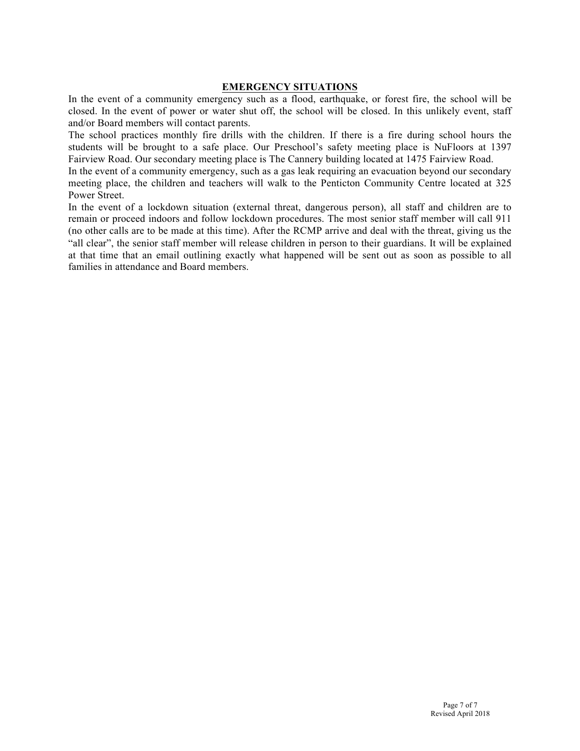## EMERGENCY SITUATIONS

In the event of a community emergency such as a flood, earthquake, or forest fire, the school will be closed. In the event of power or water shut off, the school will be closed. In this unlikely event, staff and/or Board members will contact parents.

The school practices monthly fire drills with the children. If there is a fire during school hours the students will be brought to a safe place. Our Preschool's safety meeting place is NuFloors at 1397 Fairview Road. Our secondary meeting place is The Cannery building located at 1475 Fairview Road.

In the event of a community emergency, such as a gas leak requiring an evacuation beyond our secondary meeting place, the children and teachers will walk to the Penticton Community Centre located at 325 Power Street.

In the event of a lockdown situation (external threat, dangerous person), all staff and children are to remain or proceed indoors and follow lockdown procedures. The most senior staff member will call 911 (no other calls are to be made at this time). After the RCMP arrive and deal with the threat, giving us the "all clear", the senior staff member will release children in person to their guardians. It will be explained at that time that an email outlining exactly what happened will be sent out as soon as possible to all families in attendance and Board members.

Revised April 2018